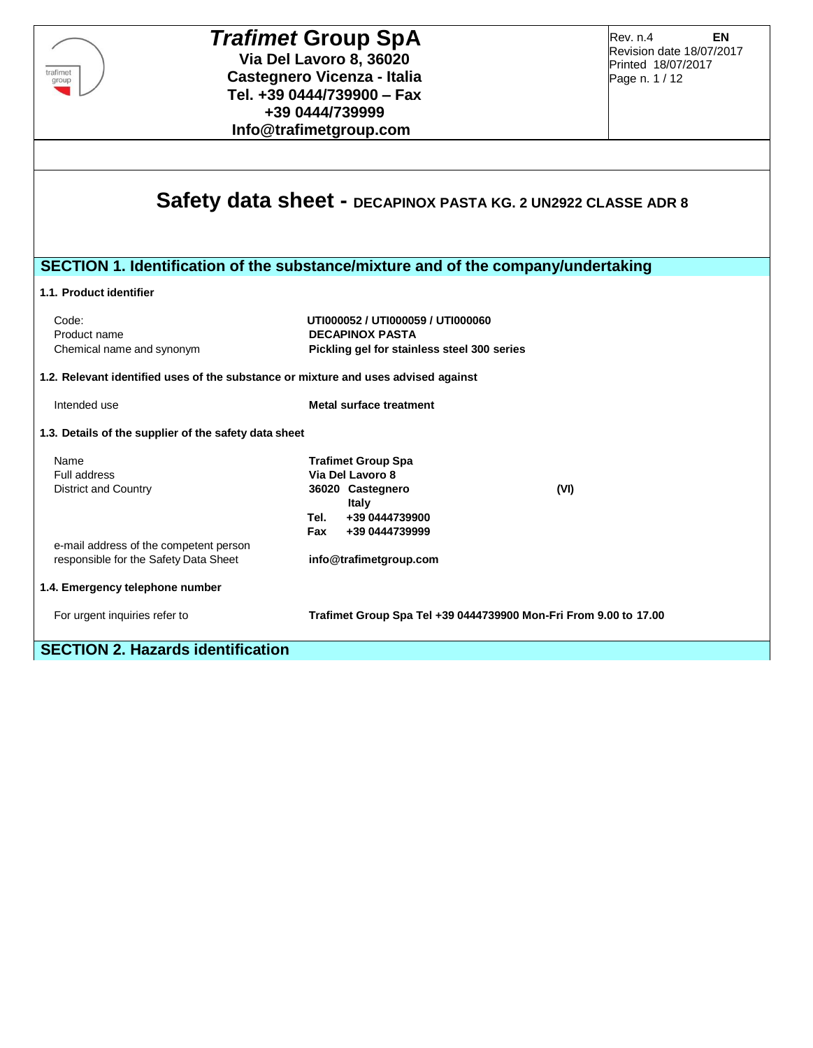**_Trafimet_ Group SpA**
**Via Del Lavoro 8, 36020**
**Castegnero Vicenza - Italia**
**Tel. +39 0444/739900 – Fax +39 0444/739999**
**Info@trafimetgroup.com**

Rev. n.4 **EN**
Revision date 18/07/2017
Printed 18/07/2017

# Safety data sheet - DECAPINOX PASTA KG. 2 UN2922 CLASSE ADR 8

## SECTION 1. Identification of the substance/mixture and of the company/undertaking

### 1.1. Product identifier

| | |
|---|---|
| Code: | **UTI000052 / UTI000059 / UTI000060** |
| Product name | **DECAPINOX PASTA** |
| Chemical name and synonym | **Pickling gel for stainless steel 300 series** |

### 1.2. Relevant identified uses of the substance or mixture and uses advised against

| | |
|---|---|
| Intended use | **Metal surface treatment** |

### 1.3. Details of the supplier of the safety data sheet

| | |
|---|---|
| Name | **Trafimet Group Spa** |
| Full address | **Via Del Lavoro 8** |
| District and Country | **36020 Castegnero (VI)** |
| | **Italy** |
| | **Tel. +39 0444739900** |
| | **Fax +39 0444739999** |
| e-mail address of the competent person responsible for the Safety Data Sheet | **info@trafimetgroup.com** |

### 1.4. Emergency telephone number

| | |
|---|---|
| For urgent inquiries refer to | **Trafimet Group Spa Tel +39 0444739900 Mon-Fri From 9.00 to 17.00** |

## SECTION 2. Hazards identification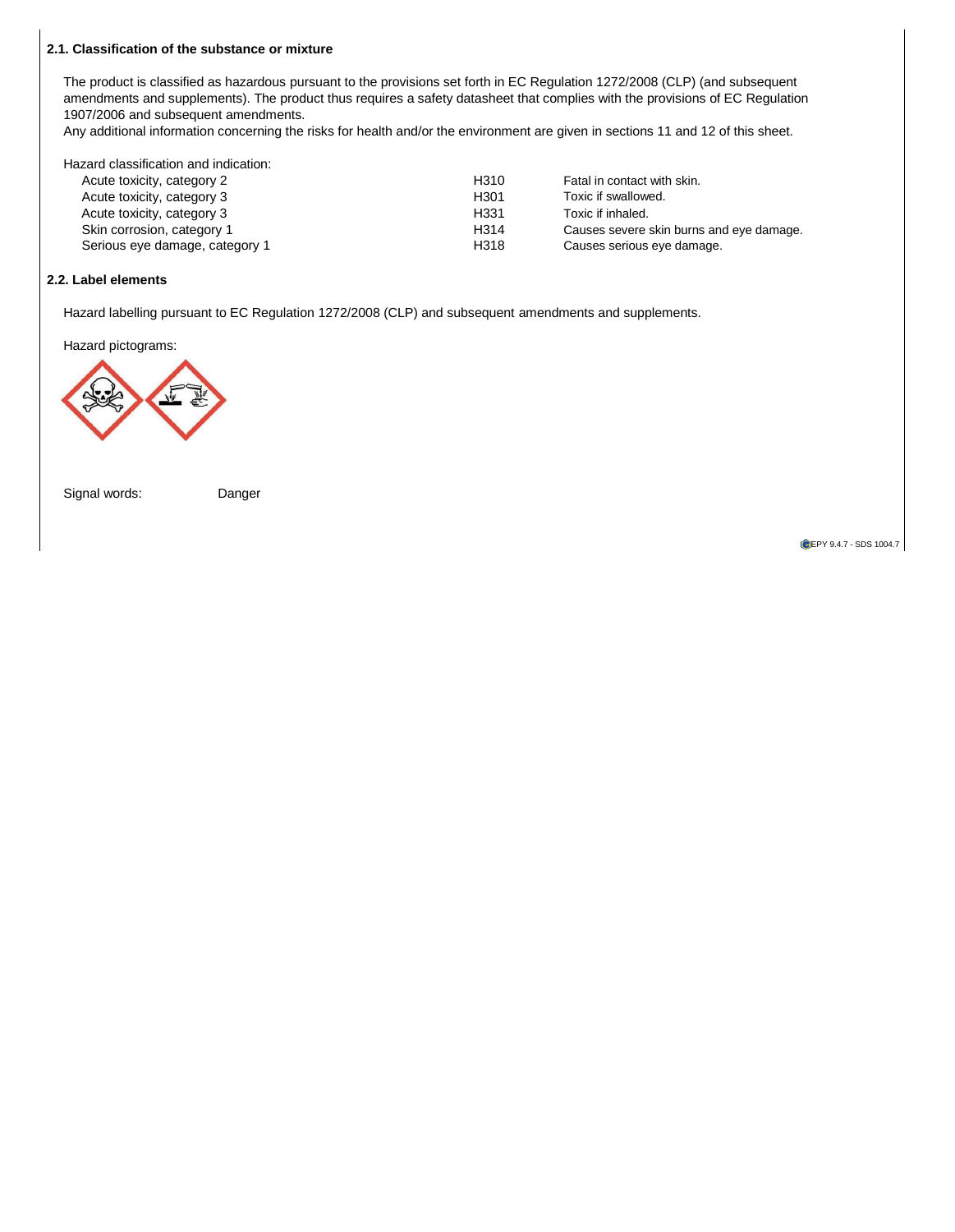### 2.1. Classification of the substance or mixture

The product is classified as hazardous pursuant to the provisions set forth in EC Regulation 1272/2008 (CLP) (and subsequent amendments and supplements). The product thus requires a safety datasheet that complies with the provisions of EC Regulation 1907/2006 and subsequent amendments.
Any additional information concerning the risks for health and/or the environment are given in sections 11 and 12 of this sheet.

Hazard classification and indication:

| | | |
|---|---|---|
| Acute toxicity, category 2 | H310 | Fatal in contact with skin. |
| Acute toxicity, category 3 | H301 | Toxic if swallowed. |
| Acute toxicity, category 3 | H331 | Toxic if inhaled. |
| Skin corrosion, category 1 | H314 | Causes severe skin burns and eye damage. |
| Serious eye damage, category 1 | H318 | Causes serious eye damage. |

### 2.2. Label elements

Hazard labelling pursuant to EC Regulation 1272/2008 (CLP) and subsequent amendments and supplements.

Hazard pictograms:

Signal words: Danger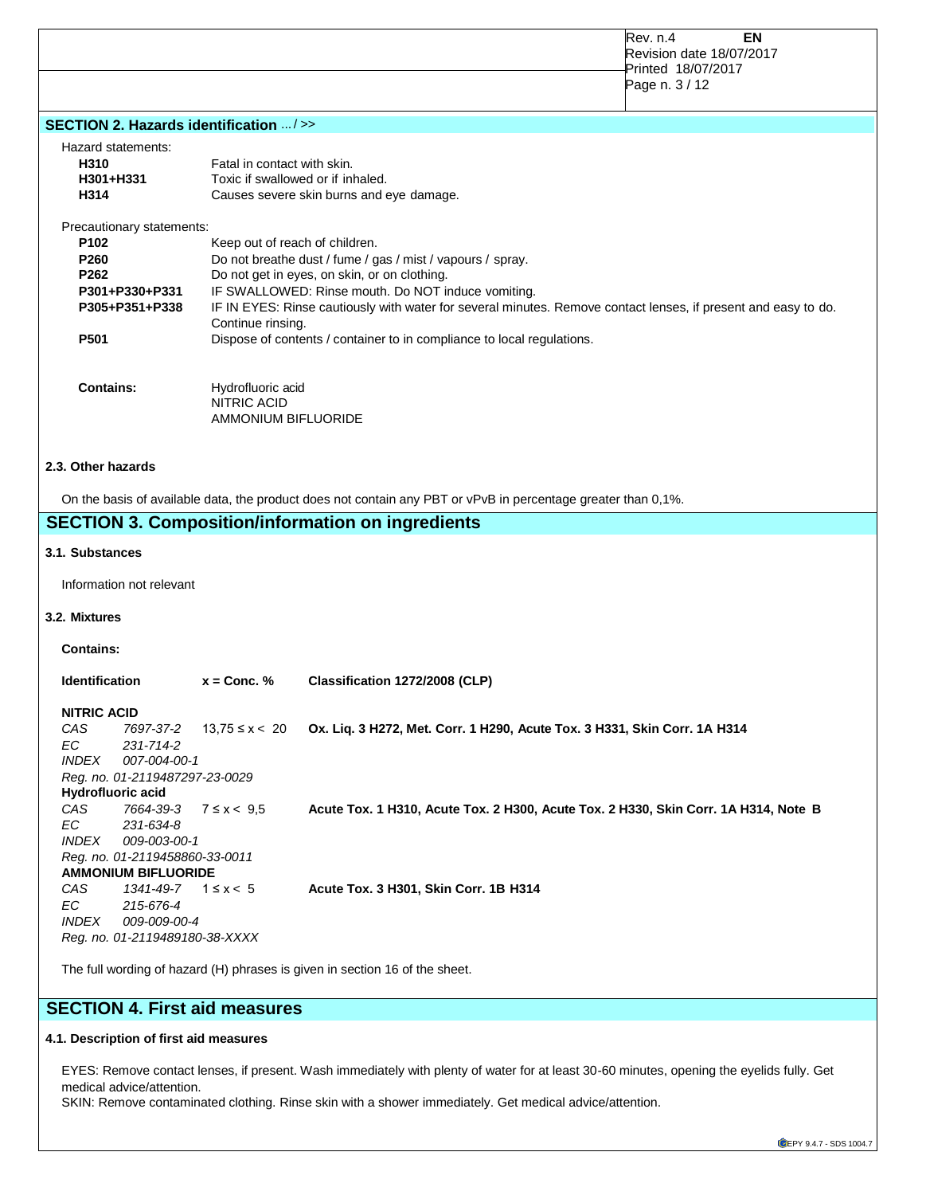## SECTION 2. Hazards identification ... / >>

Hazard statements:

| | |
|---|---|
| **H310** | Fatal in contact with skin. |
| **H301+H331** | Toxic if swallowed or if inhaled. |
| **H314** | Causes severe skin burns and eye damage. |

Precautionary statements:

| | |
|---|---|
| **P102** | Keep out of reach of children. |
| **P260** | Do not breathe dust / fume / gas / mist / vapours / spray. |
| **P262** | Do not get in eyes, on skin, or on clothing. |
| **P301+P330+P331** | IF SWALLOWED: Rinse mouth. Do NOT induce vomiting. |
| **P305+P351+P338** | IF IN EYES: Rinse cautiously with water for several minutes. Remove contact lenses, if present and easy to do. Continue rinsing. |
| **P501** | Dispose of contents / container to in compliance to local regulations. |

**Contains:** Hydrofluoric acid
NITRIC ACID
AMMONIUM BIFLUORIDE

### 2.3. Other hazards

On the basis of available data, the product does not contain any PBT or vPvB in percentage greater than 0,1%.

## SECTION 3. Composition/information on ingredients

### 3.1. Substances

Information not relevant

### 3.2. Mixtures

**Contains:**

| Identification | x = Conc. % | Classification 1272/2008 (CLP) |
|---|---|---|
| **NITRIC ACID** | | |
| *CAS 7697-37-2* | 13,75 ≤ x < 20 | **Ox. Liq. 3 H272, Met. Corr. 1 H290, Acute Tox. 3 H331, Skin Corr. 1A H314** |
| *EC 231-714-2* | | |
| *INDEX 007-004-00-1* | | |
| *Reg. no. 01-2119487297-23-0029* | | |
| **Hydrofluoric acid** | | |
| *CAS 7664-39-3* | 7 ≤ x < 9,5 | **Acute Tox. 1 H310, Acute Tox. 2 H300, Acute Tox. 2 H330, Skin Corr. 1A H314, Note B** |
| *EC 231-634-8* | | |
| *INDEX 009-003-00-1* | | |
| *Reg. no. 01-2119458860-33-0011* | | |
| **AMMONIUM BIFLUORIDE** | | |
| *CAS 1341-49-7* | 1 ≤ x < 5 | **Acute Tox. 3 H301, Skin Corr. 1B H314** |
| *EC 215-676-4* | | |
| *INDEX 009-009-00-4* | | |
| *Reg. no. 01-2119489180-38-XXXX* | | |

The full wording of hazard (H) phrases is given in section 16 of the sheet.

## SECTION 4. First aid measures

### 4.1. Description of first aid measures

EYES: Remove contact lenses, if present. Wash immediately with plenty of water for at least 30-60 minutes, opening the eyelids fully. Get medical advice/attention.

SKIN: Remove contaminated clothing. Rinse skin with a shower immediately. Get medical advice/attention.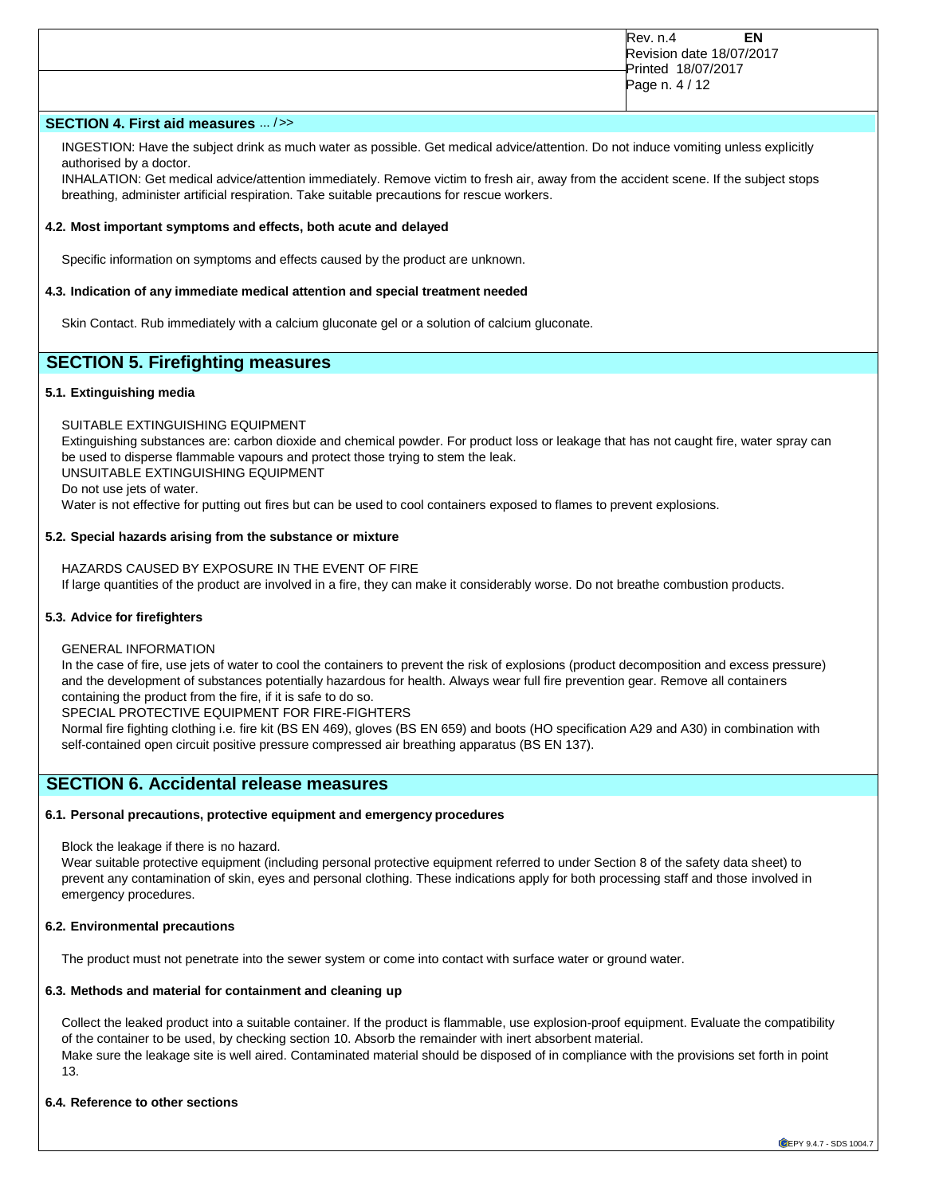## SECTION 4. First aid measures ... / >>

INGESTION: Have the subject drink as much water as possible. Get medical advice/attention. Do not induce vomiting unless explicitly authorised by a doctor.
INHALATION: Get medical advice/attention immediately. Remove victim to fresh air, away from the accident scene. If the subject stops breathing, administer artificial respiration. Take suitable precautions for rescue workers.

### 4.2. Most important symptoms and effects, both acute and delayed

Specific information on symptoms and effects caused by the product are unknown.

### 4.3. Indication of any immediate medical attention and special treatment needed

Skin Contact. Rub immediately with a calcium gluconate gel or a solution of calcium gluconate.

## SECTION 5. Firefighting measures

### 5.1. Extinguishing media

SUITABLE EXTINGUISHING EQUIPMENT
Extinguishing substances are: carbon dioxide and chemical powder. For product loss or leakage that has not caught fire, water spray can be used to disperse flammable vapours and protect those trying to stem the leak.
UNSUITABLE EXTINGUISHING EQUIPMENT
Do not use jets of water.
Water is not effective for putting out fires but can be used to cool containers exposed to flames to prevent explosions.

### 5.2. Special hazards arising from the substance or mixture

HAZARDS CAUSED BY EXPOSURE IN THE EVENT OF FIRE
If large quantities of the product are involved in a fire, they can make it considerably worse. Do not breathe combustion products.

### 5.3. Advice for firefighters

GENERAL INFORMATION
In the case of fire, use jets of water to cool the containers to prevent the risk of explosions (product decomposition and excess pressure) and the development of substances potentially hazardous for health. Always wear full fire prevention gear. Remove all containers containing the product from the fire, if it is safe to do so.
SPECIAL PROTECTIVE EQUIPMENT FOR FIRE-FIGHTERS
Normal fire fighting clothing i.e. fire kit (BS EN 469), gloves (BS EN 659) and boots (HO specification A29 and A30) in combination with self-contained open circuit positive pressure compressed air breathing apparatus (BS EN 137).

## SECTION 6. Accidental release measures

### 6.1. Personal precautions, protective equipment and emergency procedures

Block the leakage if there is no hazard.
Wear suitable protective equipment (including personal protective equipment referred to under Section 8 of the safety data sheet) to prevent any contamination of skin, eyes and personal clothing. These indications apply for both processing staff and those involved in emergency procedures.

### 6.2. Environmental precautions

The product must not penetrate into the sewer system or come into contact with surface water or ground water.

### 6.3. Methods and material for containment and cleaning up

Collect the leaked product into a suitable container. If the product is flammable, use explosion-proof equipment. Evaluate the compatibility of the container to be used, by checking section 10. Absorb the remainder with inert absorbent material.
Make sure the leakage site is well aired. Contaminated material should be disposed of in compliance with the provisions set forth in point 13.

### 6.4. Reference to other sections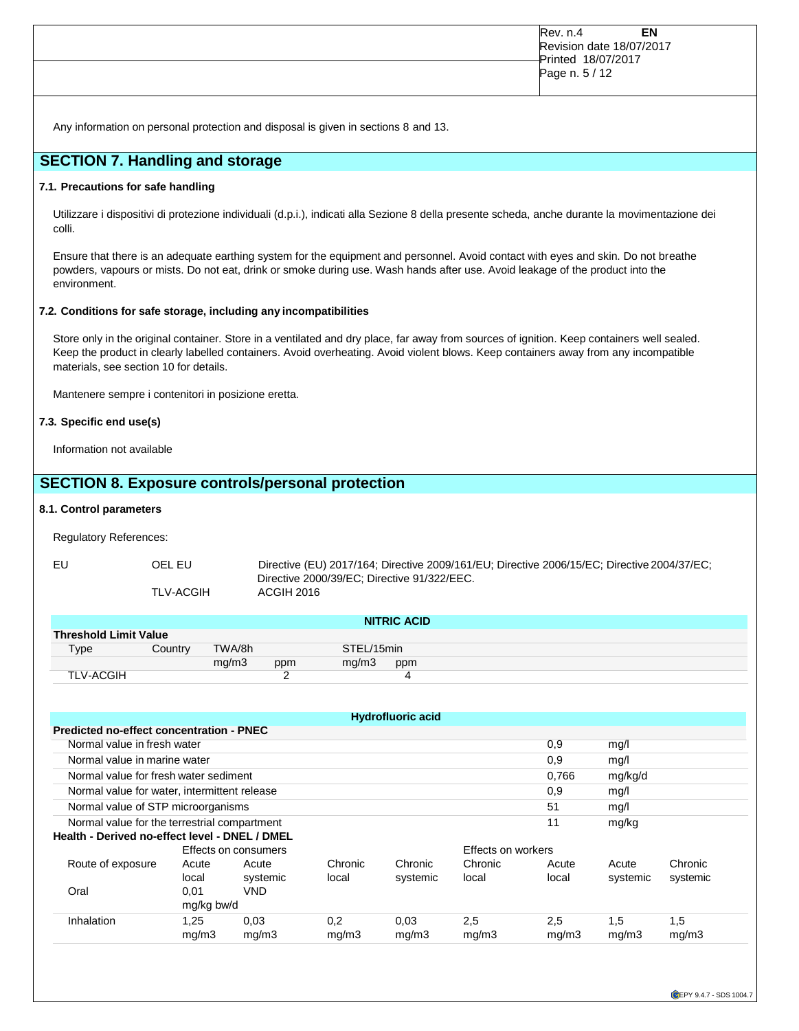Any information on personal protection and disposal is given in sections 8 and 13.

## SECTION 7. Handling and storage

### 7.1. Precautions for safe handling

Utilizzare i dispositivi di protezione individuali (d.p.i.), indicati alla Sezione 8 della presente scheda, anche durante la movimentazione dei colli.

Ensure that there is an adequate earthing system for the equipment and personnel. Avoid contact with eyes and skin. Do not breathe powders, vapours or mists. Do not eat, drink or smoke during use. Wash hands after use. Avoid leakage of the product into the environment.

### 7.2. Conditions for safe storage, including any incompatibilities

Store only in the original container. Store in a ventilated and dry place, far away from sources of ignition. Keep containers well sealed. Keep the product in clearly labelled containers. Avoid overheating. Avoid violent blows. Keep containers away from any incompatible materials, see section 10 for details.

Mantenere sempre i contenitori in posizione eretta.

### 7.3. Specific end use(s)

Information not available

## SECTION 8. Exposure controls/personal protection

### 8.1. Control parameters

Regulatory References:

| | | |
|---|---|---|
| EU | OEL EU | Directive (EU) 2017/164; Directive 2009/161/EU; Directive 2006/15/EC; Directive 2004/37/EC; Directive 2000/39/EC; Directive 91/322/EEC. |
| | TLV-ACGIH | ACGIH 2016 |

**NITRIC ACID**

**Threshold Limit Value**

| Type | Country | TWA/8h | | STEL/15min | |
|---|---|---|---|---|---|
| | | mg/m3 | ppm | mg/m3 | ppm |
| TLV-ACGIH | | | 2 | | 4 |

**Hydrofluoric acid**

**Predicted no-effect concentration - PNEC**

| | | |
|---|---|---|
| Normal value in fresh water | 0,9 | mg/l |
| Normal value in marine water | 0,9 | mg/l |
| Normal value for fresh water sediment | 0,766 | mg/kg/d |
| Normal value for water, intermittent release | 0,9 | mg/l |
| Normal value of STP microorganisms | 51 | mg/l |
| Normal value for the terrestrial compartment | 11 | mg/kg |

**Health - Derived no-effect level - DNEL / DMEL**

| | Effects on consumers | | | | Effects on workers | | | |
|---|---|---|---|---|---|---|---|---|
| Route of exposure | Acute local | Acute systemic | Chronic local | Chronic systemic | Chronic local | Acute local | Acute systemic | Chronic systemic |
| Oral | 0,01 mg/kg bw/d | VND | | | | | | |
| Inhalation | 1,25 mg/m3 | 0,03 mg/m3 | 0,2 mg/m3 | 0,03 mg/m3 | 2,5 mg/m3 | 2,5 mg/m3 | 1,5 mg/m3 | 1,5 mg/m3 |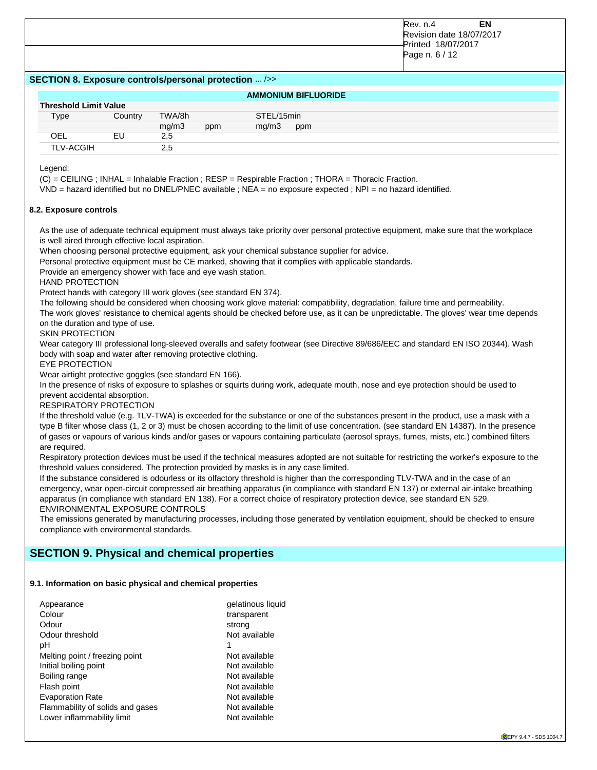## SECTION 8. Exposure controls/personal protection ... />>

| AMMONIUM BIFLUORIDE | | | | | |
|---|---|---|---|---|---|
| **Threshold Limit Value** | | | | | |
| Type | Country | TWA/8h | | STEL/15min | |
| | | mg/m3 | ppm | mg/m3 | ppm |
| OEL | EU | 2,5 | | | |
| TLV-ACGIH | | 2,5 | | | |

Legend:

(C) = CEILING ; INHAL = Inhalable Fraction ; RESP = Respirable Fraction ; THORA = Thoracic Fraction.

VND = hazard identified but no DNEL/PNEC available ; NEA = no exposure expected ; NPI = no hazard identified.

### 8.2. Exposure controls

As the use of adequate technical equipment must always take priority over personal protective equipment, make sure that the workplace is well aired through effective local aspiration.

When choosing personal protective equipment, ask your chemical substance supplier for advice.

Personal protective equipment must be CE marked, showing that it complies with applicable standards.

Provide an emergency shower with face and eye wash station.

HAND PROTECTION

Protect hands with category III work gloves (see standard EN 374).

The following should be considered when choosing work glove material: compatibility, degradation, failure time and permeability.

The work gloves' resistance to chemical agents should be checked before use, as it can be unpredictable. The gloves' wear time depends on the duration and type of use.

SKIN PROTECTION

Wear category III professional long-sleeved overalls and safety footwear (see Directive 89/686/EEC and standard EN ISO 20344). Wash body with soap and water after removing protective clothing.

EYE PROTECTION

Wear airtight protective goggles (see standard EN 166).

In the presence of risks of exposure to splashes or squirts during work, adequate mouth, nose and eye protection should be used to prevent accidental absorption.

RESPIRATORY PROTECTION

If the threshold value (e.g. TLV-TWA) is exceeded for the substance or one of the substances present in the product, use a mask with a type B filter whose class (1, 2 or 3) must be chosen according to the limit of use concentration. (see standard EN 14387). In the presence of gases or vapours of various kinds and/or gases or vapours containing particulate (aerosol sprays, fumes, mists, etc.) combined filters are required.

Respiratory protection devices must be used if the technical measures adopted are not suitable for restricting the worker's exposure to the threshold values considered. The protection provided by masks is in any case limited.

If the substance considered is odourless or its olfactory threshold is higher than the corresponding TLV-TWA and in the case of an emergency, wear open-circuit compressed air breathing apparatus (in compliance with standard EN 137) or external air-intake breathing apparatus (in compliance with standard EN 138). For a correct choice of respiratory protection device, see standard EN 529.

ENVIRONMENTAL EXPOSURE CONTROLS

The emissions generated by manufacturing processes, including those generated by ventilation equipment, should be checked to ensure compliance with environmental standards.

## SECTION 9. Physical and chemical properties

### 9.1. Information on basic physical and chemical properties

| | |
|---|---|
| Appearance | gelatinous liquid |
| Colour | transparent |
| Odour | strong |
| Odour threshold | Not available |
| pH | 1 |
| Melting point / freezing point | Not available |
| Initial boiling point | Not available |
| Boiling range | Not available |
| Flash point | Not available |
| Evaporation Rate | Not available |
| Flammability of solids and gases | Not available |
| Lower inflammability limit | Not available |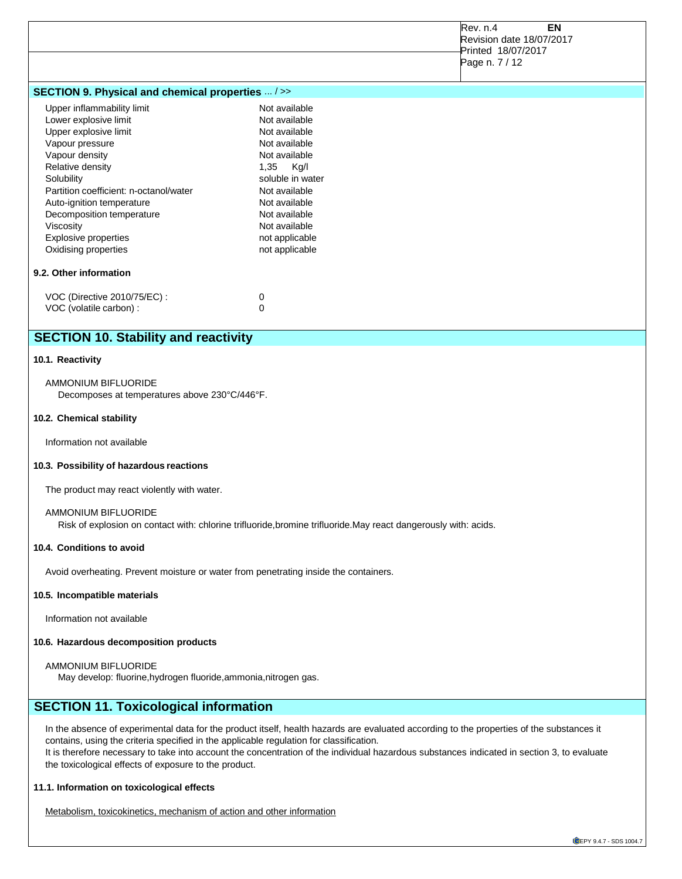## SECTION 9. Physical and chemical properties ... / >>

| | |
|---|---|
| Upper inflammability limit | Not available |
| Lower explosive limit | Not available |
| Upper explosive limit | Not available |
| Vapour pressure | Not available |
| Vapour density | Not available |
| Relative density | 1,35 Kg/l |
| Solubility | soluble in water |
| Partition coefficient: n-octanol/water | Not available |
| Auto-ignition temperature | Not available |
| Decomposition temperature | Not available |
| Viscosity | Not available |
| Explosive properties | not applicable |
| Oxidising properties | not applicable |

### 9.2. Other information

| | |
|---|---|
| VOC (Directive 2010/75/EC) : | 0 |
| VOC (volatile carbon) : | 0 |

## SECTION 10. Stability and reactivity

### 10.1. Reactivity

AMMONIUM BIFLUORIDE
Decomposes at temperatures above 230°C/446°F.

### 10.2. Chemical stability

Information not available

### 10.3. Possibility of hazardous reactions

The product may react violently with water.

AMMONIUM BIFLUORIDE
Risk of explosion on contact with: chlorine trifluoride,bromine trifluoride.May react dangerously with: acids.

### 10.4. Conditions to avoid

Avoid overheating. Prevent moisture or water from penetrating inside the containers.

### 10.5. Incompatible materials

Information not available

### 10.6. Hazardous decomposition products

AMMONIUM BIFLUORIDE
May develop: fluorine,hydrogen fluoride,ammonia,nitrogen gas.

## SECTION 11. Toxicological information

In the absence of experimental data for the product itself, health hazards are evaluated according to the properties of the substances it contains, using the criteria specified in the applicable regulation for classification.
It is therefore necessary to take into account the concentration of the individual hazardous substances indicated in section 3, to evaluate the toxicological effects of exposure to the product.

### 11.1. Information on toxicological effects

Metabolism, toxicokinetics, mechanism of action and other information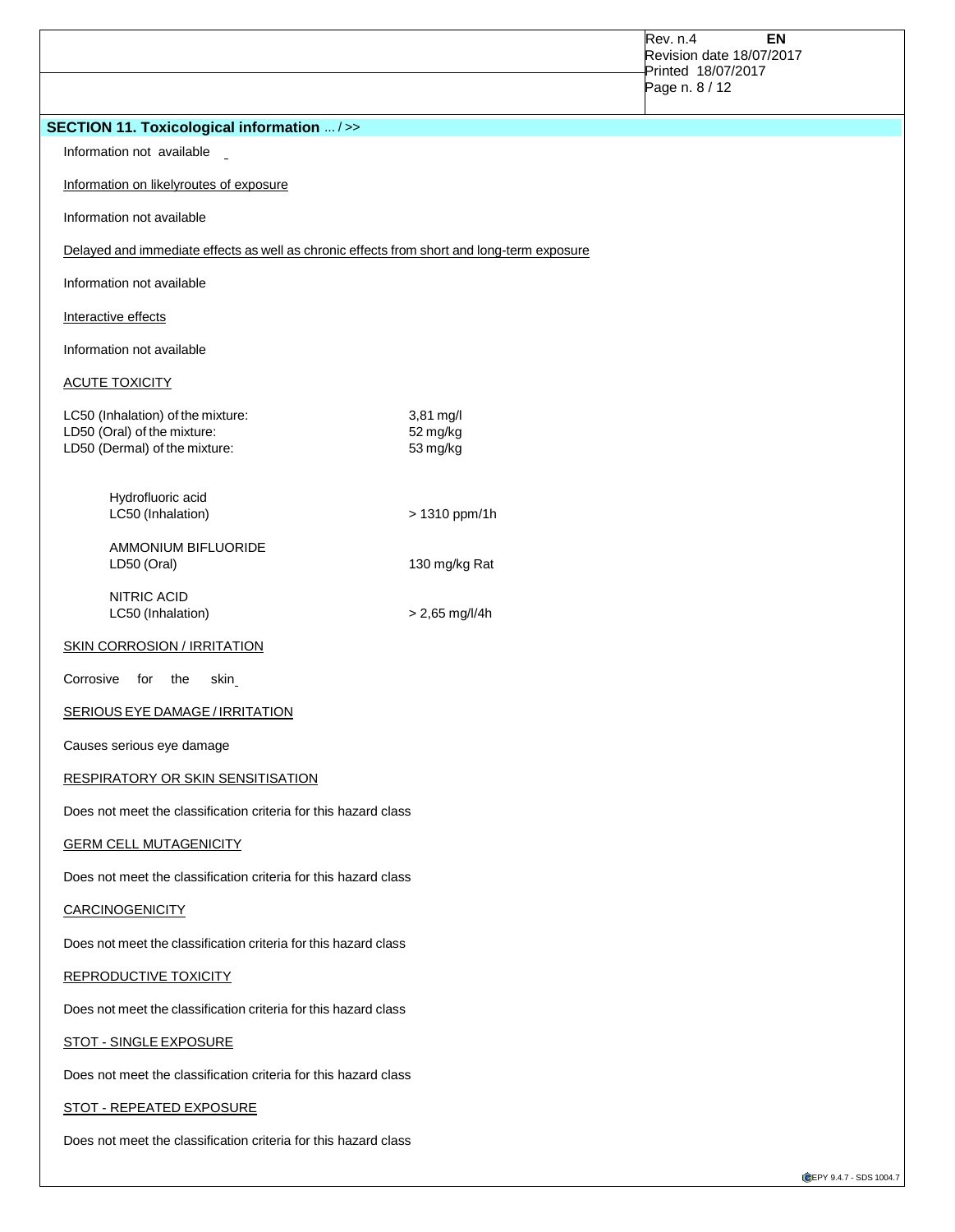## SECTION 11. Toxicological information ... / >>

Information not available

Information on likelyroutes of exposure

Information not available

Delayed and immediate effects as well as chronic effects from short and long-term exposure

Information not available

Interactive effects

Information not available

ACUTE TOXICITY

| | |
|---|---|
| LC50 (Inhalation) of the mixture: | 3,81 mg/l |
| LD50 (Oral) of the mixture: | 52 mg/kg |
| LD50 (Dermal) of the mixture: | 53 mg/kg |

| | |
|---|---|
| Hydrofluoric acid | |
| LC50 (Inhalation) | > 1310 ppm/1h |
| AMMONIUM BIFLUORIDE | |
| LD50 (Oral) | 130 mg/kg Rat |
| NITRIC ACID | |
| LC50 (Inhalation) | > 2,65 mg/l/4h |

SKIN CORROSION / IRRITATION

Corrosive for the skin

SERIOUS EYE DAMAGE / IRRITATION

Causes serious eye damage

RESPIRATORY OR SKIN SENSITISATION

Does not meet the classification criteria for this hazard class

GERM CELL MUTAGENICITY

Does not meet the classification criteria for this hazard class

CARCINOGENICITY

Does not meet the classification criteria for this hazard class

REPRODUCTIVE TOXICITY

Does not meet the classification criteria for this hazard class

STOT - SINGLE EXPOSURE

Does not meet the classification criteria for this hazard class

STOT - REPEATED EXPOSURE

Does not meet the classification criteria for this hazard class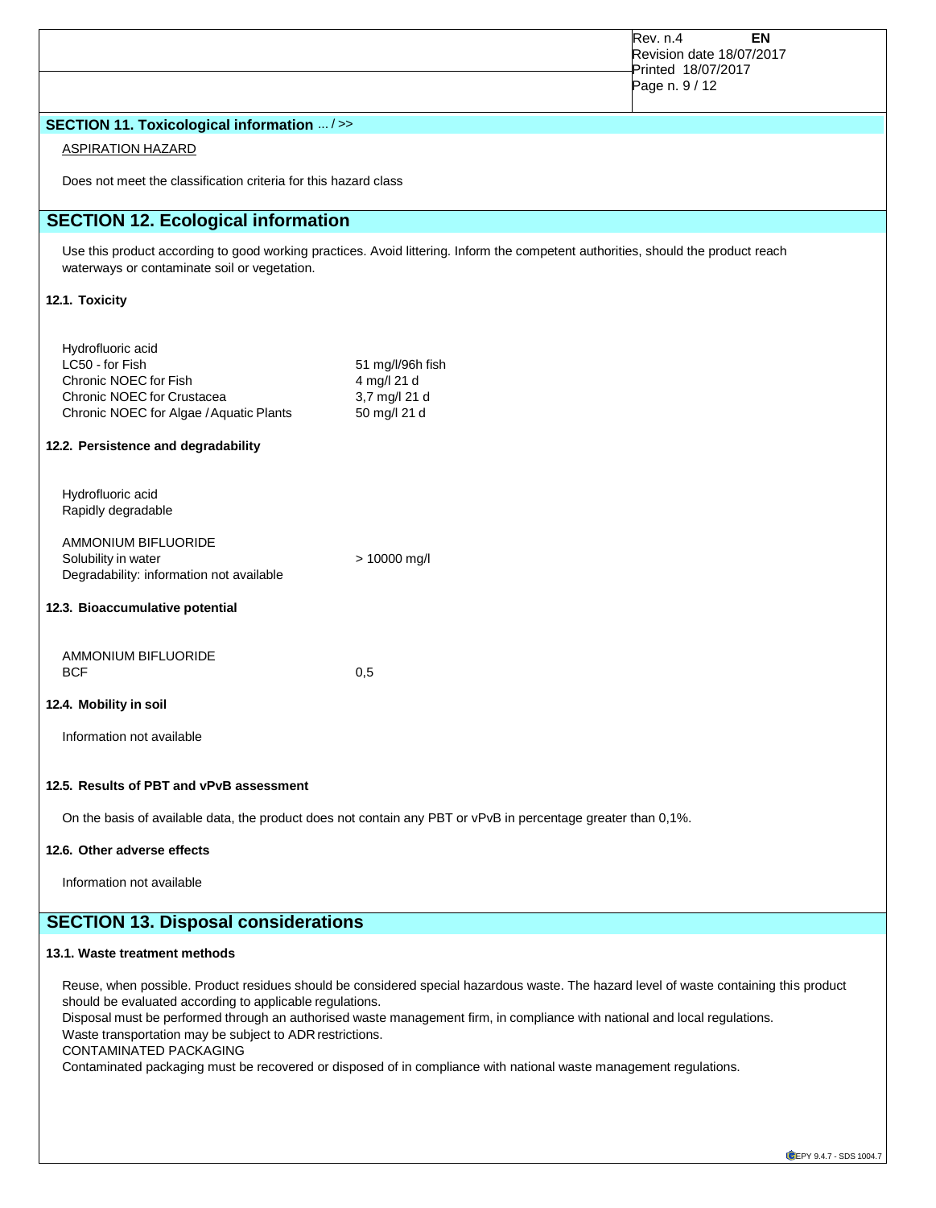## SECTION 11. Toxicological information ... / >>

ASPIRATION HAZARD

Does not meet the classification criteria for this hazard class

## SECTION 12. Ecological information

Use this product according to good working practices. Avoid littering. Inform the competent authorities, should the product reach waterways or contaminate soil or vegetation.

### 12.1. Toxicity

| Hydrofluoric acid | |
|---|---|
| LC50 - for Fish | 51 mg/l/96h fish |
| Chronic NOEC for Fish | 4 mg/l 21 d |
| Chronic NOEC for Crustacea | 3,7 mg/l 21 d |
| Chronic NOEC for Algae / Aquatic Plants | 50 mg/l 21 d |

### 12.2. Persistence and degradability

Hydrofluoric acid
Rapidly degradable

| AMMONIUM BIFLUORIDE | |
|---|---|
| Solubility in water | > 10000 mg/l |
| Degradability: information not available | |

### 12.3. Bioaccumulative potential

| AMMONIUM BIFLUORIDE | |
|---|---|
| BCF | 0,5 |

### 12.4. Mobility in soil

Information not available

### 12.5. Results of PBT and vPvB assessment

On the basis of available data, the product does not contain any PBT or vPvB in percentage greater than 0,1%.

### 12.6. Other adverse effects

Information not available

## SECTION 13. Disposal considerations

### 13.1. Waste treatment methods

Reuse, when possible. Product residues should be considered special hazardous waste. The hazard level of waste containing this product should be evaluated according to applicable regulations.
Disposal must be performed through an authorised waste management firm, in compliance with national and local regulations.
Waste transportation may be subject to ADR restrictions.
CONTAMINATED PACKAGING
Contaminated packaging must be recovered or disposed of in compliance with national waste management regulations.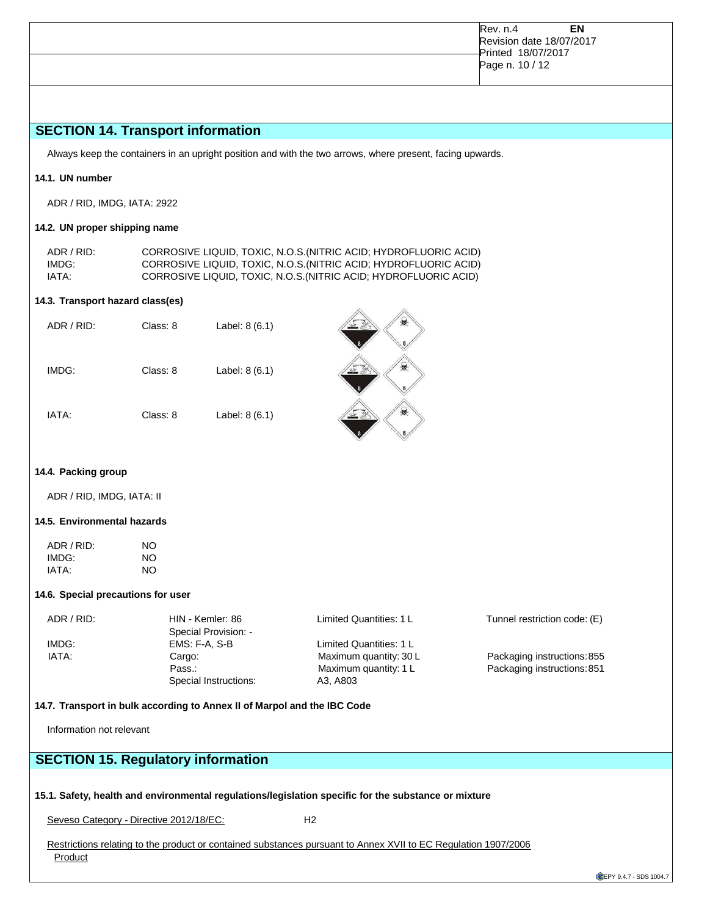## SECTION 14. Transport information

Always keep the containers in an upright position and with the two arrows, where present, facing upwards.

### 14.1. UN number

ADR / RID, IMDG, IATA: 2922

### 14.2. UN proper shipping name

| | |
|---|---|
| ADR / RID: | CORROSIVE LIQUID, TOXIC, N.O.S.(NITRIC ACID; HYDROFLUORIC ACID) |
| IMDG: | CORROSIVE LIQUID, TOXIC, N.O.S.(NITRIC ACID; HYDROFLUORIC ACID) |
| IATA: | CORROSIVE LIQUID, TOXIC, N.O.S.(NITRIC ACID; HYDROFLUORIC ACID) |

### 14.3. Transport hazard class(es)

| | | |
|---|---|---|
| ADR / RID: | Class: 8 | Label: 8 (6.1) |
| IMDG: | Class: 8 | Label: 8 (6.1) |
| IATA: | Class: 8 | Label: 8 (6.1) |

### 14.4. Packing group

ADR / RID, IMDG, IATA: II

### 14.5. Environmental hazards

| | |
|---|---|
| ADR / RID: | NO |
| IMDG: | NO |
| IATA: | NO |

### 14.6. Special precautions for user

| | | | |
|---|---|---|---|
| ADR / RID: | HIN - Kemler: 86 | Limited Quantities: 1 L | Tunnel restriction code: (E) |
| | Special Provision: - | | |
| IMDG: | EMS: F-A, S-B | Limited Quantities: 1 L | |
| IATA: | Cargo: | Maximum quantity: 30 L | Packaging instructions: 855 |
| | Pass.: | Maximum quantity: 1 L | Packaging instructions: 851 |
| | Special Instructions: | A3, A803 | |

### 14.7. Transport in bulk according to Annex II of Marpol and the IBC Code

Information not relevant

## SECTION 15. Regulatory information

### 15.1. Safety, health and environmental regulations/legislation specific for the substance or mixture

Seveso Category - Directive 2012/18/EC: H2

Restrictions relating to the product or contained substances pursuant to Annex XVII to EC Regulation 1907/2006

Product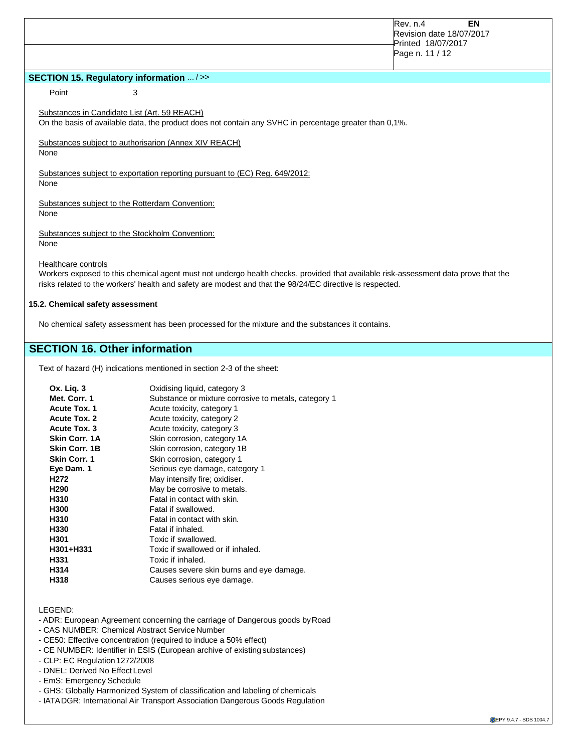## SECTION 15. Regulatory information ... / >>

Point 3

Substances in Candidate List (Art. 59 REACH)
On the basis of available data, the product does not contain any SVHC in percentage greater than 0,1%.

Substances subject to authorisarion (Annex XIV REACH)
None

Substances subject to exportation reporting pursuant to (EC) Reg. 649/2012:
None

Substances subject to the Rotterdam Convention:
None

Substances subject to the Stockholm Convention:
None

Healthcare controls
Workers exposed to this chemical agent must not undergo health checks, provided that available risk-assessment data prove that the risks related to the workers' health and safety are modest and that the 98/24/EC directive is respected.

### 15.2. Chemical safety assessment

No chemical safety assessment has been processed for the mixture and the substances it contains.

## SECTION 16. Other information

Text of hazard (H) indications mentioned in section 2-3 of the sheet:

| | |
|---|---|
| **Ox. Liq. 3** | Oxidising liquid, category 3 |
| **Met. Corr. 1** | Substance or mixture corrosive to metals, category 1 |
| **Acute Tox. 1** | Acute toxicity, category 1 |
| **Acute Tox. 2** | Acute toxicity, category 2 |
| **Acute Tox. 3** | Acute toxicity, category 3 |
| **Skin Corr. 1A** | Skin corrosion, category 1A |
| **Skin Corr. 1B** | Skin corrosion, category 1B |
| **Skin Corr. 1** | Skin corrosion, category 1 |
| **Eye Dam. 1** | Serious eye damage, category 1 |
| **H272** | May intensify fire; oxidiser. |
| **H290** | May be corrosive to metals. |
| **H310** | Fatal in contact with skin. |
| **H300** | Fatal if swallowed. |
| **H310** | Fatal in contact with skin. |
| **H330** | Fatal if inhaled. |
| **H301** | Toxic if swallowed. |
| **H301+H331** | Toxic if swallowed or if inhaled. |
| **H331** | Toxic if inhaled. |
| **H314** | Causes severe skin burns and eye damage. |
| **H318** | Causes serious eye damage. |

LEGEND:
- ADR: European Agreement concerning the carriage of Dangerous goods by Road
- CAS NUMBER: Chemical Abstract Service Number
- CE50: Effective concentration (required to induce a 50% effect)
- CE NUMBER: Identifier in ESIS (European archive of existing substances)
- CLP: EC Regulation 1272/2008
- DNEL: Derived No Effect Level
- EmS: Emergency Schedule
- GHS: Globally Harmonized System of classification and labeling of chemicals
- IATA DGR: International Air Transport Association Dangerous Goods Regulation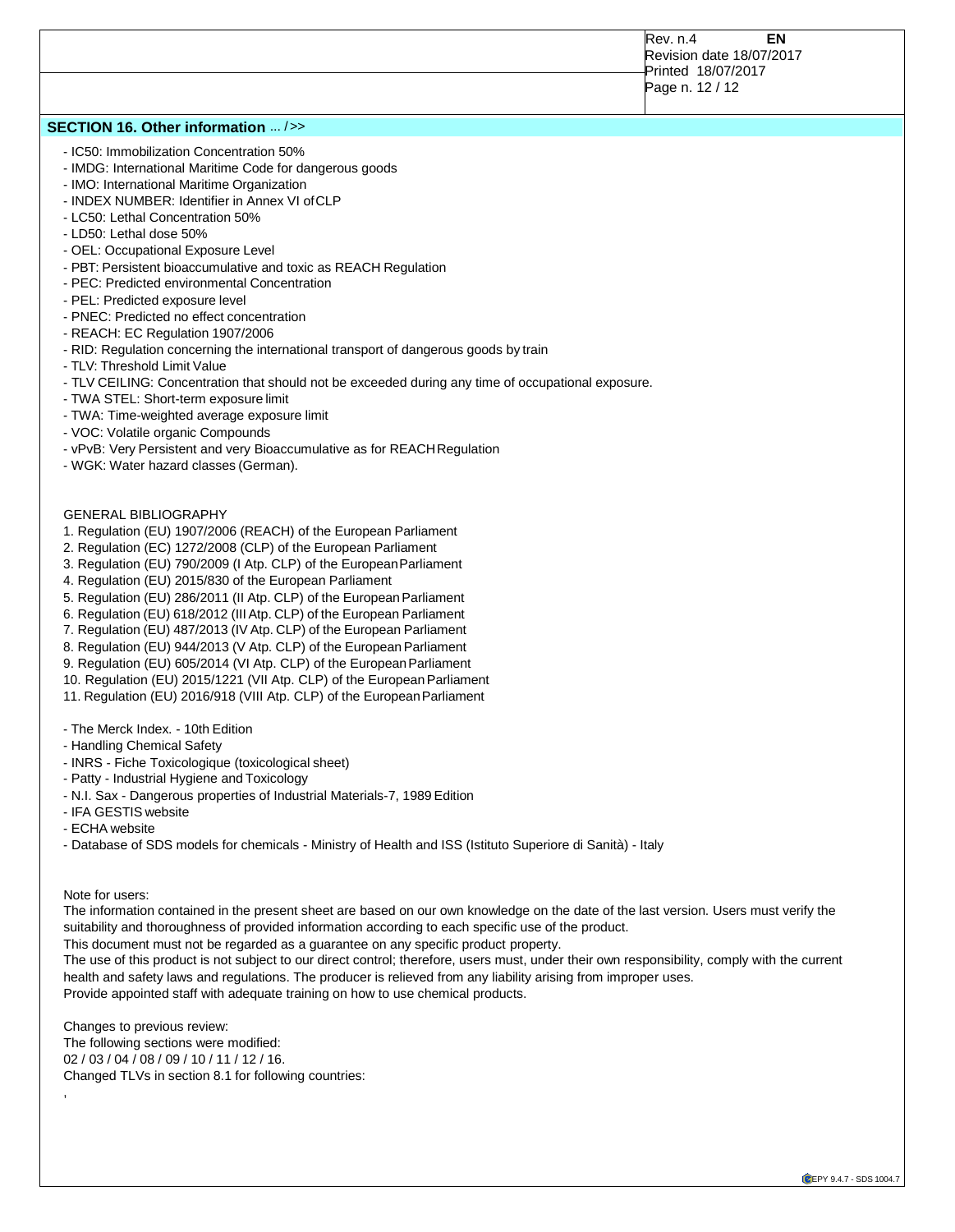## SECTION 16. Other information ... / >>

- IC50: Immobilization Concentration 50%
- IMDG: International Maritime Code for dangerous goods
- IMO: International Maritime Organization
- INDEX NUMBER: Identifier in Annex VI of CLP
- LC50: Lethal Concentration 50%
- LD50: Lethal dose 50%
- OEL: Occupational Exposure Level
- PBT: Persistent bioaccumulative and toxic as REACH Regulation
- PEC: Predicted environmental Concentration
- PEL: Predicted exposure level
- PNEC: Predicted no effect concentration
- REACH: EC Regulation 1907/2006
- RID: Regulation concerning the international transport of dangerous goods by train
- TLV: Threshold Limit Value
- TLV CEILING: Concentration that should not be exceeded during any time of occupational exposure.
- TWA STEL: Short-term exposure limit
- TWA: Time-weighted average exposure limit
- VOC: Volatile organic Compounds
- vPvB: Very Persistent and very Bioaccumulative as for REACH Regulation
- WGK: Water hazard classes (German).

GENERAL BIBLIOGRAPHY

1. Regulation (EU) 1907/2006 (REACH) of the European Parliament
2. Regulation (EC) 1272/2008 (CLP) of the European Parliament
3. Regulation (EU) 790/2009 (I Atp. CLP) of the European Parliament
4. Regulation (EU) 2015/830 of the European Parliament
5. Regulation (EU) 286/2011 (II Atp. CLP) of the European Parliament
6. Regulation (EU) 618/2012 (III Atp. CLP) of the European Parliament
7. Regulation (EU) 487/2013 (IV Atp. CLP) of the European Parliament
8. Regulation (EU) 944/2013 (V Atp. CLP) of the European Parliament
9. Regulation (EU) 605/2014 (VI Atp. CLP) of the European Parliament
10. Regulation (EU) 2015/1221 (VII Atp. CLP) of the European Parliament
11. Regulation (EU) 2016/918 (VIII Atp. CLP) of the European Parliament

- The Merck Index. - 10th Edition
- Handling Chemical Safety
- INRS - Fiche Toxicologique (toxicological sheet)
- Patty - Industrial Hygiene and Toxicology
- N.I. Sax - Dangerous properties of Industrial Materials-7, 1989 Edition
- IFA GESTIS website
- ECHA website
- Database of SDS models for chemicals - Ministry of Health and ISS (Istituto Superiore di Sanità) - Italy

Note for users:
The information contained in the present sheet are based on our own knowledge on the date of the last version. Users must verify the suitability and thoroughness of provided information according to each specific use of the product.
This document must not be regarded as a guarantee on any specific product property.
The use of this product is not subject to our direct control; therefore, users must, under their own responsibility, comply with the current health and safety laws and regulations. The producer is relieved from any liability arising from improper uses.
Provide appointed staff with adequate training on how to use chemical products.

Changes to previous review:
The following sections were modified:
02 / 03 / 04 / 08 / 09 / 10 / 11 / 12 / 16.
Changed TLVs in section 8.1 for following countries:
,